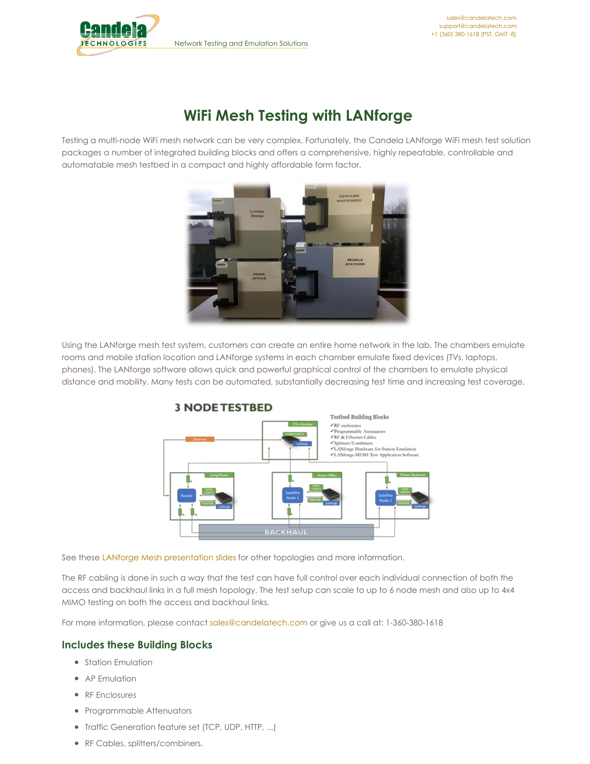# WiFi Mesh Testing with LANforge

Testing a multi-node WiFi mesh network can be very complex. Fortunately, the Candela LANforge WiFi mesh test solution packages a number of integrated building blocks and offers a comprehensive, highly repeatable, controllable and automatable mesh testbed in a compact and highly affordable form factor.

Using the LANforge mesh test system, customers can create an entire home network in the lab. The chambers emulate rooms and mobile station location and LANforge systems in each chamber emulate fixed devices (TVs, laptops, phones). The LANforge software allows quick and powerful graphical control of the chambers to emulate physical distance and mobility. Many tests can be automated, substantially decreasing test time and increasing test coverage.

See these LANforge Mesh presentation slides for other topologies and more information.

The RF cabling is done in such a way that the test can have full control over each individual connection of both the access and backhaul links in a full mesh topology. The test setup can scale to up to 6 node mesh and also up to 4x4 MIMO testing on both the access and backhaul links.

For more information, please contact sales@candelatech.com or give us a call at: 1-360-380-1618

## Includes these Building Blocks

- Station Emulation
- AP Emulation
- RF Enclosures
- Programmable Attenuators
- Traffic Generation feature set (TCP, UDP, HTTP, ...)
- RF Cables, splitters/combiners.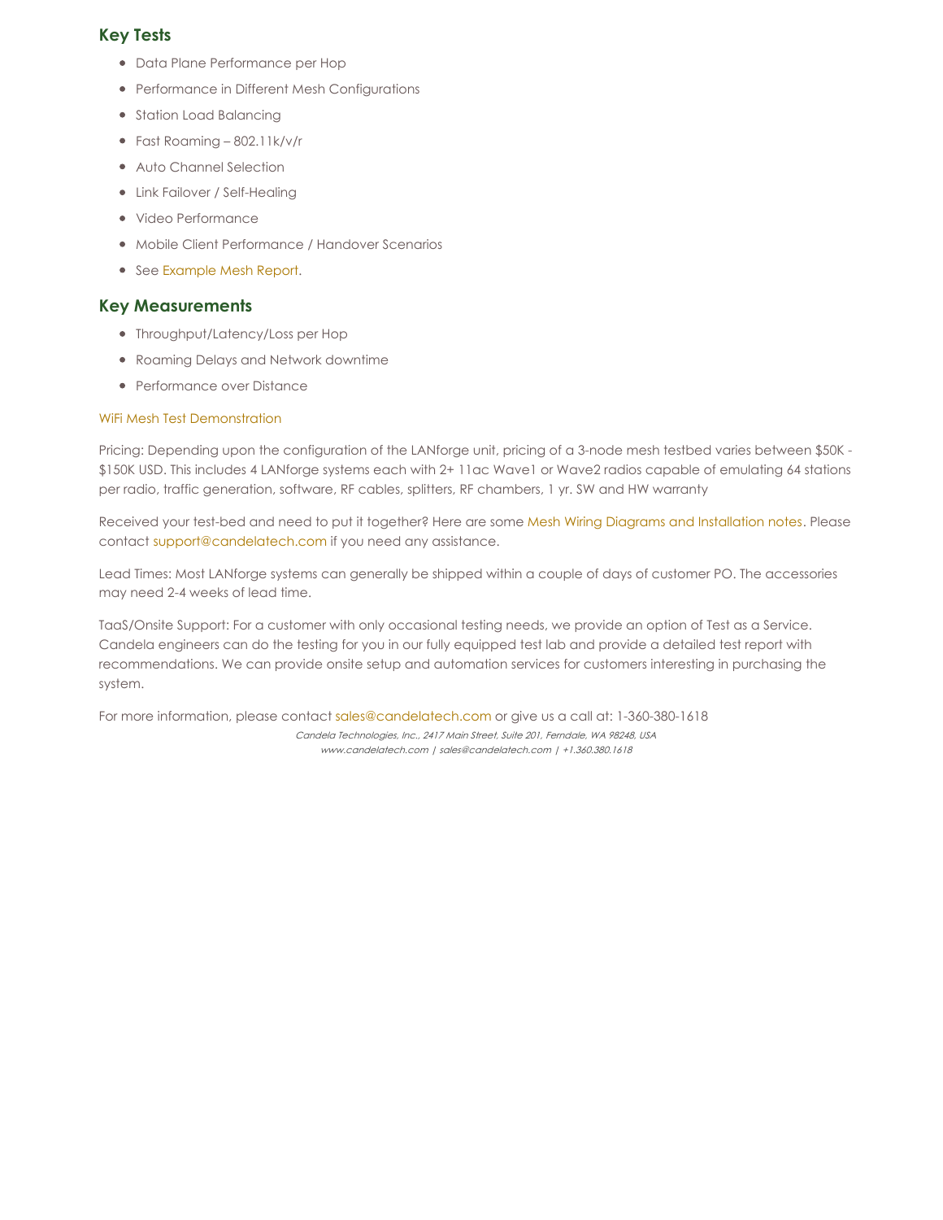## Key Tests

- Data Plane Performance per Hop
- Performance in Different Mesh Configurations
- Station Load Balancing
- Fast Roaming – 802.11k/v/r
- Auto Channel Selection
- Link Failover / Self-Healing
- Video Performance
- Mobile Client Performance / Handover Scenarios
- See Example Mesh Report.

## Key Measurements

- Throughput/Latency/Loss per Hop
- Roaming Delays and Network downtime
- Performance over Distance

WiFi Mesh Test Demonstration

Pricing: Depending upon the configuration of the LANforge unit, pricing of a 3-node mesh testbed varies between $50K - $150K USD. This includes 4 LANforge systems each with 2+ 11ac Wave1 or Wave2 radios capable of emulating 64 stations per radio, traffic generation, software, RF cables, splitters, RF chambers, 1 yr. SW and HW warranty

Received your test-bed and need to put it together? Here are some Mesh Wiring Diagrams and Installation notes. Please contact support@candelatech.com if you need any assistance.

Lead Times: Most LANforge systems can generally be shipped within a couple of days of customer PO. The accessories may need 2-4 weeks of lead time.

TaaS/Onsite Support: For a customer with only occasional testing needs, we provide an option of Test as a Service. Candela engineers can do the testing for you in our fully equipped test lab and provide a detailed test report with recommendations. We can provide onsite setup and automation services for customers interesting in purchasing the system.

For more information, please contact sales@candelatech.com or give us a call at: 1-360-380-1618

*Candela Technologies, Inc., 2417 Main Street, Suite 201, Ferndale, WA 98248, USA*
*www.candelatech.com | sales@candelatech.com | +1.360.380.1618*